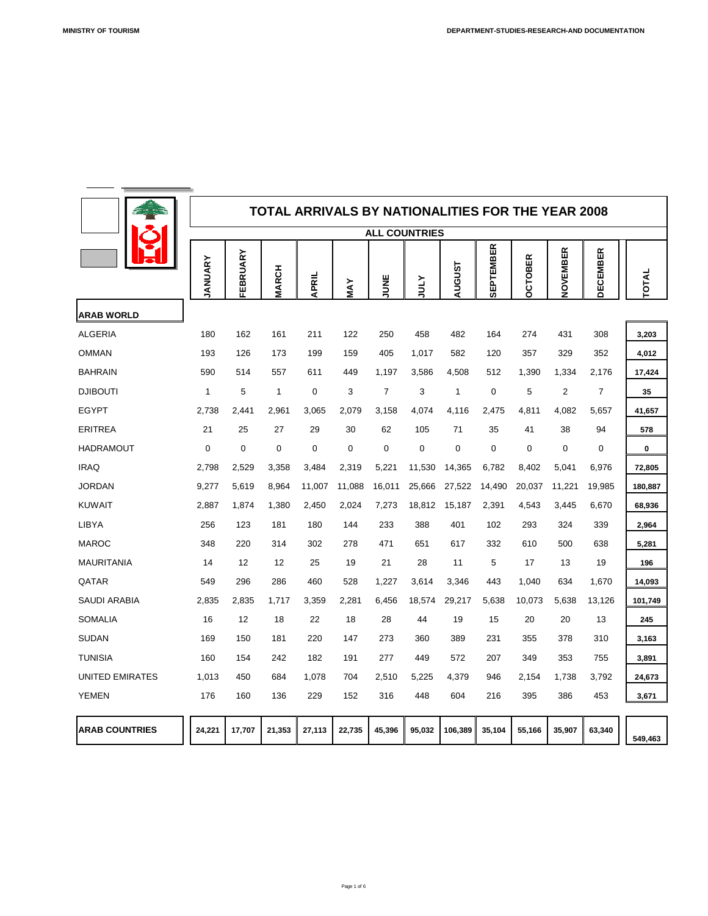MINISTRY OF TOURISM

DEPARTMENT-STUDIES-RESEARCH-AND DOCUMENTATION

# TOTAL ARRIVALS BY NATIONALITIES FOR THE YEAR 2008

## ALL COUNTRIES

| | JANUARY | FEBRUARY | MARCH | APRIL | MAY | JUNE | JULY | AUGUST | SEPTEMBER | OCTOBER | NOVEMBER | DECEMBER | TOTAL |
|---|---|---|---|---|---|---|---|---|---|---|---|---|---|
| **ARAB WORLD** | | | | | | | | | | | | | |
| ALGERIA | 180 | 162 | 161 | 211 | 122 | 250 | 458 | 482 | 164 | 274 | 431 | 308 | **3,203** |
| OMMAN | 193 | 126 | 173 | 199 | 159 | 405 | 1,017 | 582 | 120 | 357 | 329 | 352 | **4,012** |
| BAHRAIN | 590 | 514 | 557 | 611 | 449 | 1,197 | 3,586 | 4,508 | 512 | 1,390 | 1,334 | 2,176 | **17,424** |
| DJIBOUTI | 1 | 5 | 1 | 0 | 3 | 7 | 3 | 1 | 0 | 5 | 2 | 7 | **35** |
| EGYPT | 2,738 | 2,441 | 2,961 | 3,065 | 2,079 | 3,158 | 4,074 | 4,116 | 2,475 | 4,811 | 4,082 | 5,657 | **41,657** |
| ERITREA | 21 | 25 | 27 | 29 | 30 | 62 | 105 | 71 | 35 | 41 | 38 | 94 | **578** |
| HADRAMOUT | 0 | 0 | 0 | 0 | 0 | 0 | 0 | 0 | 0 | 0 | 0 | 0 | **0** |
| IRAQ | 2,798 | 2,529 | 3,358 | 3,484 | 2,319 | 5,221 | 11,530 | 14,365 | 6,782 | 8,402 | 5,041 | 6,976 | **72,805** |
| JORDAN | 9,277 | 5,619 | 8,964 | 11,007 | 11,088 | 16,011 | 25,666 | 27,522 | 14,490 | 20,037 | 11,221 | 19,985 | **180,887** |
| KUWAIT | 2,887 | 1,874 | 1,380 | 2,450 | 2,024 | 7,273 | 18,812 | 15,187 | 2,391 | 4,543 | 3,445 | 6,670 | **68,936** |
| LIBYA | 256 | 123 | 181 | 180 | 144 | 233 | 388 | 401 | 102 | 293 | 324 | 339 | **2,964** |
| MAROC | 348 | 220 | 314 | 302 | 278 | 471 | 651 | 617 | 332 | 610 | 500 | 638 | **5,281** |
| MAURITANIA | 14 | 12 | 12 | 25 | 19 | 21 | 28 | 11 | 5 | 17 | 13 | 19 | **196** |
| QATAR | 549 | 296 | 286 | 460 | 528 | 1,227 | 3,614 | 3,346 | 443 | 1,040 | 634 | 1,670 | **14,093** |
| SAUDI ARABIA | 2,835 | 2,835 | 1,717 | 3,359 | 2,281 | 6,456 | 18,574 | 29,217 | 5,638 | 10,073 | 5,638 | 13,126 | **101,749** |
| SOMALIA | 16 | 12 | 18 | 22 | 18 | 28 | 44 | 19 | 15 | 20 | 20 | 13 | **245** |
| SUDAN | 169 | 150 | 181 | 220 | 147 | 273 | 360 | 389 | 231 | 355 | 378 | 310 | **3,163** |
| TUNISIA | 160 | 154 | 242 | 182 | 191 | 277 | 449 | 572 | 207 | 349 | 353 | 755 | **3,891** |
| UNITED EMIRATES | 1,013 | 450 | 684 | 1,078 | 704 | 2,510 | 5,225 | 4,379 | 946 | 2,154 | 1,738 | 3,792 | **24,673** |
| YEMEN | 176 | 160 | 136 | 229 | 152 | 316 | 448 | 604 | 216 | 395 | 386 | 453 | **3,671** |
| **ARAB COUNTRIES** | **24,221** | **17,707** | **21,353** | **27,113** | **22,735** | **45,396** | **95,032** | **106,389** | **35,104** | **55,166** | **35,907** | **63,340** | **549,463** |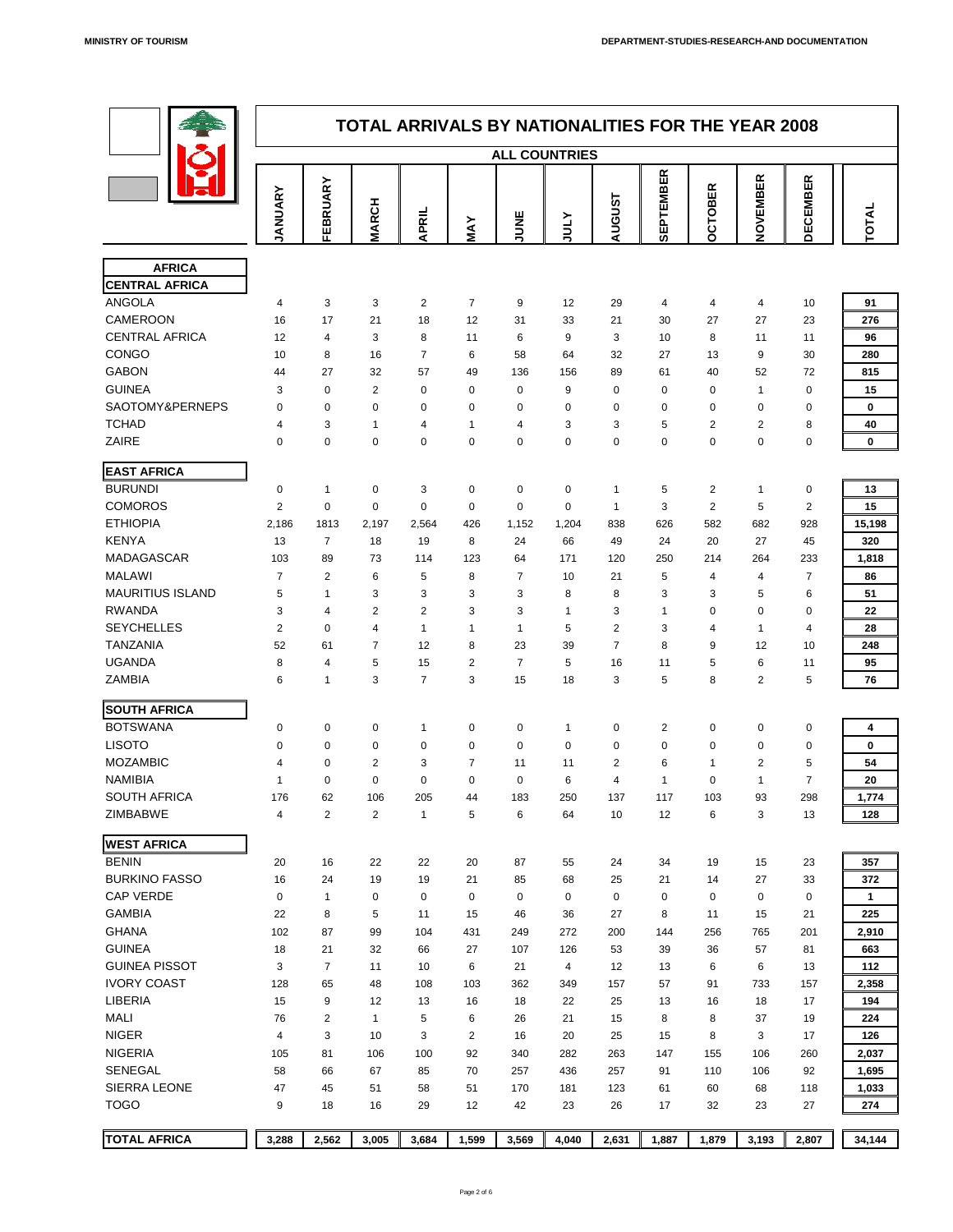# TOTAL ARRIVALS BY NATIONALITIES FOR THE YEAR 2008

## ALL COUNTRIES

| | JANUARY | FEBRUARY | MARCH | APRIL | MAY | JUNE | JULY | AUGUST | SEPTEMBER | OCTOBER | NOVEMBER | DECEMBER | TOTAL |
|---|---|---|---|---|---|---|---|---|---|---|---|---|---|
| **AFRICA** | | | | | | | | | | | | | |
| **CENTRAL AFRICA** | | | | | | | | | | | | | |
| ANGOLA | 4 | 3 | 3 | 2 | 7 | 9 | 12 | 29 | 4 | 4 | 4 | 10 | **91** |
| CAMEROON | 16 | 17 | 21 | 18 | 12 | 31 | 33 | 21 | 30 | 27 | 27 | 23 | **276** |
| CENTRAL AFRICA | 12 | 4 | 3 | 8 | 11 | 6 | 9 | 3 | 10 | 8 | 11 | 11 | **96** |
| CONGO | 10 | 8 | 16 | 7 | 6 | 58 | 64 | 32 | 27 | 13 | 9 | 30 | **280** |
| GABON | 44 | 27 | 32 | 57 | 49 | 136 | 156 | 89 | 61 | 40 | 52 | 72 | **815** |
| GUINEA | 3 | 0 | 2 | 0 | 0 | 0 | 9 | 0 | 0 | 0 | 1 | 0 | **15** |
| SAOTOMY&PERNEPS | 0 | 0 | 0 | 0 | 0 | 0 | 0 | 0 | 0 | 0 | 0 | 0 | **0** |
| TCHAD | 4 | 3 | 1 | 4 | 1 | 4 | 3 | 3 | 5 | 2 | 2 | 8 | **40** |
| ZAIRE | 0 | 0 | 0 | 0 | 0 | 0 | 0 | 0 | 0 | 0 | 0 | 0 | **0** |
| **EAST AFRICA** | | | | | | | | | | | | | |
| BURUNDI | 0 | 1 | 0 | 3 | 0 | 0 | 0 | 1 | 5 | 2 | 1 | 0 | **13** |
| COMOROS | 2 | 0 | 0 | 0 | 0 | 0 | 0 | 1 | 3 | 2 | 5 | 2 | **15** |
| ETHIOPIA | 2,186 | 1813 | 2,197 | 2,564 | 426 | 1,152 | 1,204 | 838 | 626 | 582 | 682 | 928 | **15,198** |
| KENYA | 13 | 7 | 18 | 19 | 8 | 24 | 66 | 49 | 24 | 20 | 27 | 45 | **320** |
| MADAGASCAR | 103 | 89 | 73 | 114 | 123 | 64 | 171 | 120 | 250 | 214 | 264 | 233 | **1,818** |
| MALAWI | 7 | 2 | 6 | 5 | 8 | 7 | 10 | 21 | 5 | 4 | 4 | 7 | **86** |
| MAURITIUS ISLAND | 5 | 1 | 3 | 3 | 3 | 3 | 8 | 8 | 3 | 3 | 5 | 6 | **51** |
| RWANDA | 3 | 4 | 2 | 2 | 3 | 3 | 1 | 3 | 1 | 0 | 0 | 0 | **22** |
| SEYCHELLES | 2 | 0 | 4 | 1 | 1 | 1 | 5 | 2 | 3 | 4 | 1 | 4 | **28** |
| TANZANIA | 52 | 61 | 7 | 12 | 8 | 23 | 39 | 7 | 8 | 9 | 12 | 10 | **248** |
| UGANDA | 8 | 4 | 5 | 15 | 2 | 7 | 5 | 16 | 11 | 5 | 6 | 11 | **95** |
| ZAMBIA | 6 | 1 | 3 | 7 | 3 | 15 | 18 | 3 | 5 | 8 | 2 | 5 | **76** |
| **SOUTH AFRICA** | | | | | | | | | | | | | |
| BOTSWANA | 0 | 0 | 0 | 1 | 0 | 0 | 1 | 0 | 2 | 0 | 0 | 0 | **4** |
| LISOTO | 0 | 0 | 0 | 0 | 0 | 0 | 0 | 0 | 0 | 0 | 0 | 0 | **0** |
| MOZAMBIC | 4 | 0 | 2 | 3 | 7 | 11 | 11 | 2 | 6 | 1 | 2 | 5 | **54** |
| NAMIBIA | 1 | 0 | 0 | 0 | 0 | 0 | 6 | 4 | 1 | 0 | 1 | 7 | **20** |
| SOUTH AFRICA | 176 | 62 | 106 | 205 | 44 | 183 | 250 | 137 | 117 | 103 | 93 | 298 | **1,774** |
| ZIMBABWE | 4 | 2 | 2 | 1 | 5 | 6 | 64 | 10 | 12 | 6 | 3 | 13 | **128** |
| **WEST AFRICA** | | | | | | | | | | | | | |
| BENIN | 20 | 16 | 22 | 22 | 20 | 87 | 55 | 24 | 34 | 19 | 15 | 23 | **357** |
| BURKINO FASSO | 16 | 24 | 19 | 19 | 21 | 85 | 68 | 25 | 21 | 14 | 27 | 33 | **372** |
| CAP VERDE | 0 | 1 | 0 | 0 | 0 | 0 | 0 | 0 | 0 | 0 | 0 | 0 | **1** |
| GAMBIA | 22 | 8 | 5 | 11 | 15 | 46 | 36 | 27 | 8 | 11 | 15 | 21 | **225** |
| GHANA | 102 | 87 | 99 | 104 | 431 | 249 | 272 | 200 | 144 | 256 | 765 | 201 | **2,910** |
| GUINEA | 18 | 21 | 32 | 66 | 27 | 107 | 126 | 53 | 39 | 36 | 57 | 81 | **663** |
| GUINEA PISSOT | 3 | 7 | 11 | 10 | 6 | 21 | 4 | 12 | 13 | 6 | 6 | 13 | **112** |
| IVORY COAST | 128 | 65 | 48 | 108 | 103 | 362 | 349 | 157 | 57 | 91 | 733 | 157 | **2,358** |
| LIBERIA | 15 | 9 | 12 | 13 | 16 | 18 | 22 | 25 | 13 | 16 | 18 | 17 | **194** |
| MALI | 76 | 2 | 1 | 5 | 6 | 26 | 21 | 15 | 8 | 8 | 37 | 19 | **224** |
| NIGER | 4 | 3 | 10 | 3 | 2 | 16 | 20 | 25 | 15 | 8 | 3 | 17 | **126** |
| NIGERIA | 105 | 81 | 106 | 100 | 92 | 340 | 282 | 263 | 147 | 155 | 106 | 260 | **2,037** |
| SENEGAL | 58 | 66 | 67 | 85 | 70 | 257 | 436 | 257 | 91 | 110 | 106 | 92 | **1,695** |
| SIERRA LEONE | 47 | 45 | 51 | 58 | 51 | 170 | 181 | 123 | 61 | 60 | 68 | 118 | **1,033** |
| TOGO | 9 | 18 | 16 | 29 | 12 | 42 | 23 | 26 | 17 | 32 | 23 | 27 | **274** |
| **TOTAL AFRICA** | **3,288** | **2,562** | **3,005** | **3,684** | **1,599** | **3,569** | **4,040** | **2,631** | **1,887** | **1,879** | **3,193** | **2,807** | **34,144** |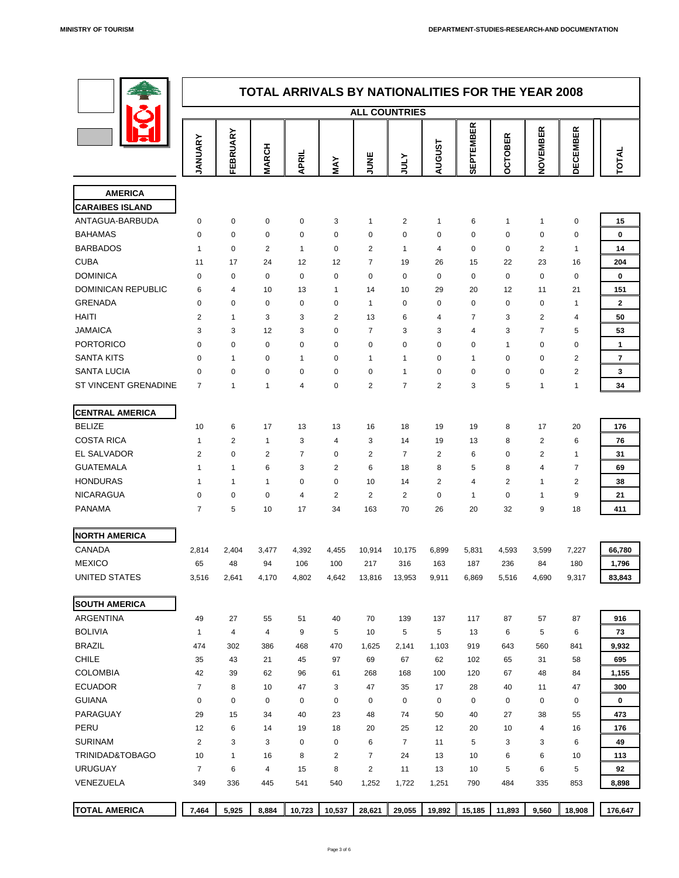# TOTAL ARRIVALS BY NATIONALITIES FOR THE YEAR 2008

## ALL COUNTRIES

| | JANUARY | FEBRUARY | MARCH | APRIL | MAY | JUNE | JULY | AUGUST | SEPTEMBER | OCTOBER | NOVEMBER | DECEMBER | TOTAL |
|---|---|---|---|---|---|---|---|---|---|---|---|---|---|
| **AMERICA** | | | | | | | | | | | | | |
| **CARAIBES ISLAND** | | | | | | | | | | | | | |
| ANTAGUA-BARBUDA | 0 | 0 | 0 | 0 | 3 | 1 | 2 | 1 | 6 | 1 | 1 | 0 | **15** |
| BAHAMAS | 0 | 0 | 0 | 0 | 0 | 0 | 0 | 0 | 0 | 0 | 0 | 0 | **0** |
| BARBADOS | 1 | 0 | 2 | 1 | 0 | 2 | 1 | 4 | 0 | 0 | 2 | 1 | **14** |
| CUBA | 11 | 17 | 24 | 12 | 12 | 7 | 19 | 26 | 15 | 22 | 23 | 16 | **204** |
| DOMINICA | 0 | 0 | 0 | 0 | 0 | 0 | 0 | 0 | 0 | 0 | 0 | 0 | **0** |
| DOMINICAN REPUBLIC | 6 | 4 | 10 | 13 | 1 | 14 | 10 | 29 | 20 | 12 | 11 | 21 | **151** |
| GRENADA | 0 | 0 | 0 | 0 | 0 | 1 | 0 | 0 | 0 | 0 | 0 | 1 | **2** |
| HAITI | 2 | 1 | 3 | 3 | 2 | 13 | 6 | 4 | 7 | 3 | 2 | 4 | **50** |
| JAMAICA | 3 | 3 | 12 | 3 | 0 | 7 | 3 | 3 | 4 | 3 | 7 | 5 | **53** |
| PORTORICO | 0 | 0 | 0 | 0 | 0 | 0 | 0 | 0 | 0 | 1 | 0 | 0 | **1** |
| SANTA KITS | 0 | 1 | 0 | 1 | 0 | 1 | 1 | 0 | 1 | 0 | 0 | 2 | **7** |
| SANTA LUCIA | 0 | 0 | 0 | 0 | 0 | 0 | 1 | 0 | 0 | 0 | 0 | 2 | **3** |
| ST VINCENT GRENADINE | 7 | 1 | 1 | 4 | 0 | 2 | 7 | 2 | 3 | 5 | 1 | 1 | **34** |
| **CENTRAL AMERICA** | | | | | | | | | | | | | |
| BELIZE | 10 | 6 | 17 | 13 | 13 | 16 | 18 | 19 | 19 | 8 | 17 | 20 | **176** |
| COSTA RICA | 1 | 2 | 1 | 3 | 4 | 3 | 14 | 19 | 13 | 8 | 2 | 6 | **76** |
| EL SALVADOR | 2 | 0 | 2 | 7 | 0 | 2 | 7 | 2 | 6 | 0 | 2 | 1 | **31** |
| GUATEMALA | 1 | 1 | 6 | 3 | 2 | 6 | 18 | 8 | 5 | 8 | 4 | 7 | **69** |
| HONDURAS | 1 | 1 | 1 | 0 | 0 | 10 | 14 | 2 | 4 | 2 | 1 | 2 | **38** |
| NICARAGUA | 0 | 0 | 0 | 4 | 2 | 2 | 2 | 0 | 1 | 0 | 1 | 9 | **21** |
| PANAMA | 7 | 5 | 10 | 17 | 34 | 163 | 70 | 26 | 20 | 32 | 9 | 18 | **411** |
| **NORTH AMERICA** | | | | | | | | | | | | | |
| CANADA | 2,814 | 2,404 | 3,477 | 4,392 | 4,455 | 10,914 | 10,175 | 6,899 | 5,831 | 4,593 | 3,599 | 7,227 | **66,780** |
| MEXICO | 65 | 48 | 94 | 106 | 100 | 217 | 316 | 163 | 187 | 236 | 84 | 180 | **1,796** |
| UNITED STATES | 3,516 | 2,641 | 4,170 | 4,802 | 4,642 | 13,816 | 13,953 | 9,911 | 6,869 | 5,516 | 4,690 | 9,317 | **83,843** |
| **SOUTH AMERICA** | | | | | | | | | | | | | |
| ARGENTINA | 49 | 27 | 55 | 51 | 40 | 70 | 139 | 137 | 117 | 87 | 57 | 87 | **916** |
| BOLIVIA | 1 | 4 | 4 | 9 | 5 | 10 | 5 | 5 | 13 | 6 | 5 | 6 | **73** |
| BRAZIL | 474 | 302 | 386 | 468 | 470 | 1,625 | 2,141 | 1,103 | 919 | 643 | 560 | 841 | **9,932** |
| CHILE | 35 | 43 | 21 | 45 | 97 | 69 | 67 | 62 | 102 | 65 | 31 | 58 | **695** |
| COLOMBIA | 42 | 39 | 62 | 96 | 61 | 268 | 168 | 100 | 120 | 67 | 48 | 84 | **1,155** |
| ECUADOR | 7 | 8 | 10 | 47 | 3 | 47 | 35 | 17 | 28 | 40 | 11 | 47 | **300** |
| GUIANA | 0 | 0 | 0 | 0 | 0 | 0 | 0 | 0 | 0 | 0 | 0 | 0 | **0** |
| PARAGUAY | 29 | 15 | 34 | 40 | 23 | 48 | 74 | 50 | 40 | 27 | 38 | 55 | **473** |
| PERU | 12 | 6 | 14 | 19 | 18 | 20 | 25 | 12 | 20 | 10 | 4 | 16 | **176** |
| SURINAM | 2 | 3 | 3 | 0 | 0 | 6 | 7 | 11 | 5 | 3 | 3 | 6 | **49** |
| TRINIDAD&TOBAGO | 10 | 1 | 16 | 8 | 2 | 7 | 24 | 13 | 10 | 6 | 6 | 10 | **113** |
| URUGUAY | 7 | 6 | 4 | 15 | 8 | 2 | 11 | 13 | 10 | 5 | 6 | 5 | **92** |
| VENEZUELA | 349 | 336 | 445 | 541 | 540 | 1,252 | 1,722 | 1,251 | 790 | 484 | 335 | 853 | **8,898** |
| **TOTAL AMERICA** | **7,464** | **5,925** | **8,884** | **10,723** | **10,537** | **28,621** | **29,055** | **19,892** | **15,185** | **11,893** | **9,560** | **18,908** | **176,647** |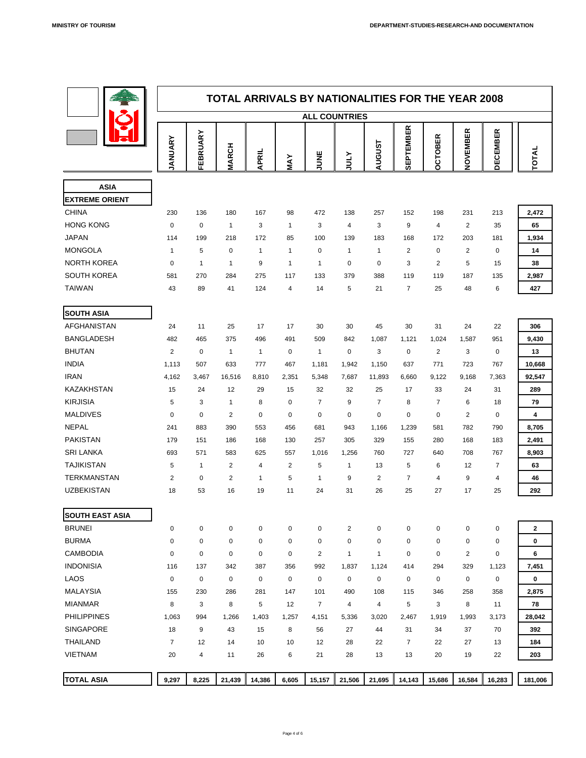## TOTAL ARRIVALS BY NATIONALITIES FOR THE YEAR 2008

### ALL COUNTRIES

| | JANUARY | FEBRUARY | MARCH | APRIL | MAY | JUNE | JULY | AUGUST | SEPTEMBER | OCTOBER | NOVEMBER | DECEMBER | TOTAL |
|---|---|---|---|---|---|---|---|---|---|---|---|---|---|
| **ASIA** | | | | | | | | | | | | | |
| **EXTREME ORIENT** | | | | | | | | | | | | | |
| CHINA | 230 | 136 | 180 | 167 | 98 | 472 | 138 | 257 | 152 | 198 | 231 | 213 | **2,472** |
| HONG KONG | 0 | 0 | 1 | 3 | 1 | 3 | 4 | 3 | 9 | 4 | 2 | 35 | **65** |
| JAPAN | 114 | 199 | 218 | 172 | 85 | 100 | 139 | 183 | 168 | 172 | 203 | 181 | **1,934** |
| MONGOLA | 1 | 5 | 0 | 1 | 1 | 0 | 1 | 1 | 2 | 0 | 2 | 0 | **14** |
| NORTH KOREA | 0 | 1 | 1 | 9 | 1 | 1 | 0 | 0 | 3 | 2 | 5 | 15 | **38** |
| SOUTH KOREA | 581 | 270 | 284 | 275 | 117 | 133 | 379 | 388 | 119 | 119 | 187 | 135 | **2,987** |
| TAIWAN | 43 | 89 | 41 | 124 | 4 | 14 | 5 | 21 | 7 | 25 | 48 | 6 | **427** |
| **SOUTH ASIA** | | | | | | | | | | | | | |
| AFGHANISTAN | 24 | 11 | 25 | 17 | 17 | 30 | 30 | 45 | 30 | 31 | 24 | 22 | **306** |
| BANGLADESH | 482 | 465 | 375 | 496 | 491 | 509 | 842 | 1,087 | 1,121 | 1,024 | 1,587 | 951 | **9,430** |
| BHUTAN | 2 | 0 | 1 | 1 | 0 | 1 | 0 | 3 | 0 | 2 | 3 | 0 | **13** |
| INDIA | 1,113 | 507 | 633 | 777 | 467 | 1,181 | 1,942 | 1,150 | 637 | 771 | 723 | 767 | **10,668** |
| IRAN | 4,162 | 3,467 | 16,516 | 8,810 | 2,351 | 5,348 | 7,687 | 11,893 | 6,660 | 9,122 | 9,168 | 7,363 | **92,547** |
| KAZAKHSTAN | 15 | 24 | 12 | 29 | 15 | 32 | 32 | 25 | 17 | 33 | 24 | 31 | **289** |
| KIRJISIA | 5 | 3 | 1 | 8 | 0 | 7 | 9 | 7 | 8 | 7 | 6 | 18 | **79** |
| MALDIVES | 0 | 0 | 2 | 0 | 0 | 0 | 0 | 0 | 0 | 0 | 2 | 0 | **4** |
| NEPAL | 241 | 883 | 390 | 553 | 456 | 681 | 943 | 1,166 | 1,239 | 581 | 782 | 790 | **8,705** |
| PAKISTAN | 179 | 151 | 186 | 168 | 130 | 257 | 305 | 329 | 155 | 280 | 168 | 183 | **2,491** |
| SRI LANKA | 693 | 571 | 583 | 625 | 557 | 1,016 | 1,256 | 760 | 727 | 640 | 708 | 767 | **8,903** |
| TAJIKISTAN | 5 | 1 | 2 | 4 | 2 | 5 | 1 | 13 | 5 | 6 | 12 | 7 | **63** |
| TERKMANSTAN | 2 | 0 | 2 | 1 | 5 | 1 | 9 | 2 | 7 | 4 | 9 | 4 | **46** |
| UZBEKISTAN | 18 | 53 | 16 | 19 | 11 | 24 | 31 | 26 | 25 | 27 | 17 | 25 | **292** |
| **SOUTH EAST ASIA** | | | | | | | | | | | | | |
| BRUNEI | 0 | 0 | 0 | 0 | 0 | 0 | 2 | 0 | 0 | 0 | 0 | 0 | **2** |
| BURMA | 0 | 0 | 0 | 0 | 0 | 0 | 0 | 0 | 0 | 0 | 0 | 0 | **0** |
| CAMBODIA | 0 | 0 | 0 | 0 | 0 | 2 | 1 | 1 | 0 | 0 | 2 | 0 | **6** |
| INDONISIA | 116 | 137 | 342 | 387 | 356 | 992 | 1,837 | 1,124 | 414 | 294 | 329 | 1,123 | **7,451** |
| LAOS | 0 | 0 | 0 | 0 | 0 | 0 | 0 | 0 | 0 | 0 | 0 | 0 | **0** |
| MALAYSIA | 155 | 230 | 286 | 281 | 147 | 101 | 490 | 108 | 115 | 346 | 258 | 358 | **2,875** |
| MIANMAR | 8 | 3 | 8 | 5 | 12 | 7 | 4 | 4 | 5 | 3 | 8 | 11 | **78** |
| PHILIPPINES | 1,063 | 994 | 1,266 | 1,403 | 1,257 | 4,151 | 5,336 | 3,020 | 2,467 | 1,919 | 1,993 | 3,173 | **28,042** |
| SINGAPORE | 18 | 9 | 43 | 15 | 8 | 56 | 27 | 44 | 31 | 34 | 37 | 70 | **392** |
| THAILAND | 7 | 12 | 14 | 10 | 10 | 12 | 28 | 22 | 7 | 22 | 27 | 13 | **184** |
| VIETNAM | 20 | 4 | 11 | 26 | 6 | 21 | 28 | 13 | 13 | 20 | 19 | 22 | **203** |
| **TOTAL ASIA** | **9,297** | **8,225** | **21,439** | **14,386** | **6,605** | **15,157** | **21,506** | **21,695** | **14,143** | **15,686** | **16,584** | **16,283** | **181,006** |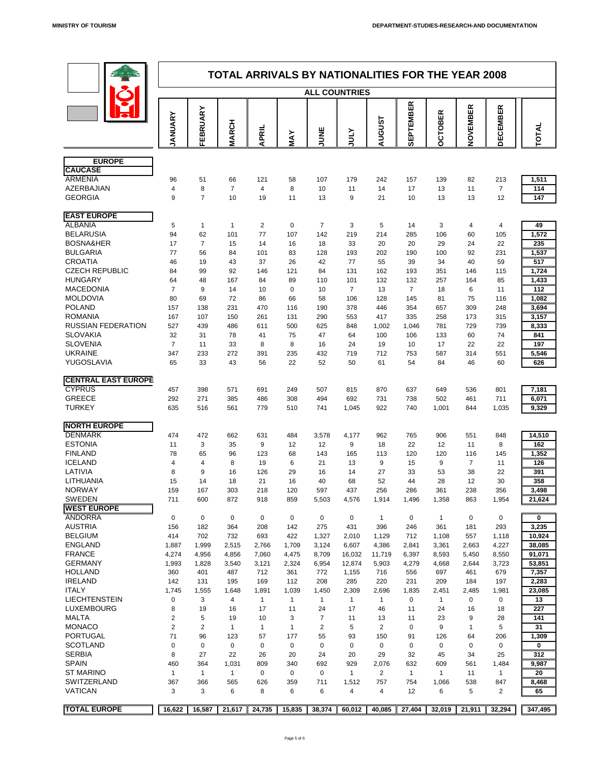MINISTRY OF TOURISM — DEPARTMENT-STUDIES-RESEARCH-AND DOCUMENTATION

# TOTAL ARRIVALS BY NATIONALITIES FOR THE YEAR 2008

## ALL COUNTRIES

| | JANUARY | FEBRUARY | MARCH | APRIL | MAY | JUNE | JULY | AUGUST | SEPTEMBER | OCTOBER | NOVEMBER | DECEMBER | TOTAL |
|---|---|---|---|---|---|---|---|---|---|---|---|---|---|
| **EUROPE** | | | | | | | | | | | | | |
| **CAUCASE** | | | | | | | | | | | | | |
| ARMENIA | 96 | 51 | 66 | 121 | 58 | 107 | 179 | 242 | 157 | 139 | 82 | 213 | 1,511 |
| AZERBAJIAN | 4 | 8 | 7 | 4 | 8 | 10 | 11 | 14 | 17 | 13 | 11 | 7 | 114 |
| GEORGIA | 9 | 7 | 10 | 19 | 11 | 13 | 9 | 21 | 10 | 13 | 13 | 12 | 147 |
| **EAST EUROPE** | | | | | | | | | | | | | |
| ALBANIA | 5 | 1 | 1 | 2 | 0 | 7 | 3 | 5 | 14 | 3 | 4 | 4 | 49 |
| BELARUSIA | 94 | 62 | 101 | 77 | 107 | 142 | 219 | 214 | 285 | 106 | 60 | 105 | 1,572 |
| BOSNA&HER | 17 | 7 | 15 | 14 | 16 | 18 | 33 | 20 | 20 | 29 | 24 | 22 | 235 |
| BULGARIA | 77 | 56 | 84 | 101 | 83 | 128 | 193 | 202 | 190 | 100 | 92 | 231 | 1,537 |
| CROATIA | 46 | 19 | 43 | 37 | 26 | 42 | 77 | 55 | 39 | 34 | 40 | 59 | 517 |
| CZECH REPUBLIC | 84 | 99 | 92 | 146 | 121 | 84 | 131 | 162 | 193 | 351 | 146 | 115 | 1,724 |
| HUNGARY | 64 | 48 | 167 | 84 | 89 | 110 | 101 | 132 | 132 | 257 | 164 | 85 | 1,433 |
| MACEDONIA | 7 | 9 | 14 | 10 | 0 | 10 | 7 | 13 | 7 | 18 | 6 | 11 | 112 |
| MOLDOVIA | 80 | 69 | 72 | 86 | 66 | 58 | 106 | 128 | 145 | 81 | 75 | 116 | 1,082 |
| POLAND | 157 | 138 | 231 | 470 | 116 | 190 | 378 | 446 | 354 | 657 | 309 | 248 | 3,694 |
| ROMANIA | 167 | 107 | 150 | 261 | 131 | 290 | 553 | 417 | 335 | 258 | 173 | 315 | 3,157 |
| RUSSIAN FEDERATION | 527 | 439 | 486 | 611 | 500 | 625 | 848 | 1,002 | 1,046 | 781 | 729 | 739 | 8,333 |
| SLOVAKIA | 32 | 31 | 78 | 41 | 75 | 47 | 64 | 100 | 106 | 133 | 60 | 74 | 841 |
| SLOVENIA | 7 | 11 | 33 | 8 | 8 | 16 | 24 | 19 | 10 | 17 | 22 | 22 | 197 |
| UKRAINE | 347 | 233 | 272 | 391 | 235 | 432 | 719 | 712 | 753 | 587 | 314 | 551 | 5,546 |
| YUGOSLAVIA | 65 | 33 | 43 | 56 | 22 | 52 | 50 | 61 | 54 | 84 | 46 | 60 | 626 |
| **CENTRAL EAST EUROPE** | | | | | | | | | | | | | |
| CYPRUS | 457 | 398 | 571 | 691 | 249 | 507 | 815 | 870 | 637 | 649 | 536 | 801 | 7,181 |
| GREECE | 292 | 271 | 385 | 486 | 308 | 494 | 692 | 731 | 738 | 502 | 461 | 711 | 6,071 |
| TURKEY | 635 | 516 | 561 | 779 | 510 | 741 | 1,045 | 922 | 740 | 1,001 | 844 | 1,035 | 9,329 |
| **NORTH EUROPE** | | | | | | | | | | | | | |
| DENMARK | 474 | 472 | 662 | 631 | 484 | 3,578 | 4,177 | 962 | 765 | 906 | 551 | 848 | 14,510 |
| ESTONIA | 11 | 3 | 35 | 9 | 12 | 12 | 9 | 18 | 22 | 12 | 11 | 8 | 162 |
| FINLAND | 78 | 65 | 96 | 123 | 68 | 143 | 165 | 113 | 120 | 120 | 116 | 145 | 1,352 |
| ICELAND | 4 | 4 | 8 | 19 | 6 | 21 | 13 | 9 | 15 | 9 | 7 | 11 | 126 |
| LATIVIA | 8 | 9 | 16 | 126 | 29 | 16 | 14 | 27 | 33 | 53 | 38 | 22 | 391 |
| LITHUANIA | 15 | 14 | 18 | 21 | 16 | 40 | 68 | 52 | 44 | 28 | 12 | 30 | 358 |
| NORWAY | 159 | 167 | 303 | 218 | 120 | 597 | 437 | 256 | 286 | 361 | 238 | 356 | 3,498 |
| SWEDEN | 711 | 600 | 872 | 918 | 859 | 5,503 | 4,576 | 1,914 | 1,496 | 1,358 | 863 | 1,954 | 21,624 |
| **WEST EUROPE** | | | | | | | | | | | | | |
| ANDORRA | 0 | 0 | 0 | 0 | 0 | 0 | 0 | 1 | 0 | 1 | 0 | 0 | 0 |
| AUSTRIA | 156 | 182 | 364 | 208 | 142 | 275 | 431 | 396 | 246 | 361 | 181 | 293 | 3,235 |
| BELGIUM | 414 | 702 | 732 | 693 | 422 | 1,327 | 2,010 | 1,129 | 712 | 1,108 | 557 | 1,118 | 10,924 |
| ENGLAND | 1,887 | 1,999 | 2,515 | 2,766 | 1,709 | 3,124 | 6,607 | 4,386 | 2,841 | 3,361 | 2,663 | 4,227 | 38,085 |
| FRANCE | 4,274 | 4,956 | 4,856 | 7,060 | 4,475 | 8,709 | 16,032 | 11,719 | 6,397 | 8,593 | 5,450 | 8,550 | 91,071 |
| GERMANY | 1,993 | 1,828 | 3,540 | 3,121 | 2,324 | 6,954 | 12,874 | 5,903 | 4,279 | 4,668 | 2,644 | 3,723 | 53,851 |
| HOLLAND | 360 | 401 | 487 | 712 | 361 | 772 | 1,155 | 716 | 556 | 697 | 461 | 679 | 7,357 |
| IRELAND | 142 | 131 | 195 | 169 | 112 | 208 | 285 | 220 | 231 | 209 | 184 | 197 | 2,283 |
| ITALY | 1,745 | 1,555 | 1,648 | 1,891 | 1,039 | 1,450 | 2,309 | 2,696 | 1,835 | 2,451 | 2,485 | 1,981 | 23,085 |
| LIECHTENSTEIN | 0 | 3 | 4 | 1 | 1 | 1 | 1 | 1 | 0 | 1 | 0 | 0 | 13 |
| LUXEMBOURG | 8 | 19 | 16 | 17 | 11 | 24 | 17 | 46 | 11 | 24 | 16 | 18 | 227 |
| MALTA | 2 | 5 | 19 | 10 | 3 | 7 | 11 | 13 | 11 | 23 | 9 | 28 | 141 |
| MONACO | 2 | 2 | 1 | 1 | 1 | 2 | 5 | 2 | 0 | 9 | 1 | 5 | 31 |
| PORTUGAL | 71 | 96 | 123 | 57 | 177 | 55 | 93 | 150 | 91 | 126 | 64 | 206 | 1,309 |
| SCOTLAND | 0 | 0 | 0 | 0 | 0 | 0 | 0 | 0 | 0 | 0 | 0 | 0 | 0 |
| SERBIA | 8 | 27 | 22 | 26 | 20 | 24 | 20 | 29 | 32 | 45 | 34 | 25 | 312 |
| SPAIN | 460 | 364 | 1,031 | 809 | 340 | 692 | 929 | 2,076 | 632 | 609 | 561 | 1,484 | 9,987 |
| ST MARINO | 1 | 1 | 1 | 0 | 0 | 0 | 1 | 2 | 1 | 1 | 11 | 1 | 20 |
| SWITZERLAND | 367 | 366 | 565 | 626 | 359 | 711 | 1,512 | 757 | 754 | 1,066 | 538 | 847 | 8,468 |
| VATICAN | 3 | 3 | 6 | 8 | 6 | 6 | 4 | 4 | 12 | 6 | 5 | 2 | 65 |
| **TOTAL EUROPE** | 16,622 | 16,587 | 21,617 | 24,735 | 15,835 | 38,374 | 60,012 | 40,085 | 27,404 | 32,019 | 21,911 | 32,294 | 347,495 |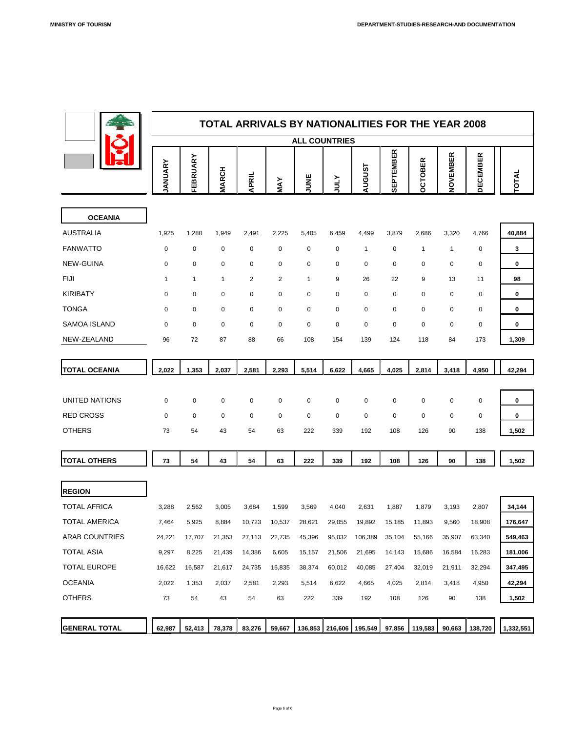MINISTRY OF TOURISM

DEPARTMENT-STUDIES-RESEARCH-AND DOCUMENTATION

## TOTAL ARRIVALS BY NATIONALITIES FOR THE YEAR 2008

### ALL COUNTRIES

| | JANUARY | FEBRUARY | MARCH | APRIL | MAY | JUNE | JULY | AUGUST | SEPTEMBER | OCTOBER | NOVEMBER | DECEMBER | TOTAL |
|---|---|---|---|---|---|---|---|---|---|---|---|---|---|
| **OCEANIA** | | | | | | | | | | | | | |
| AUSTRALIA | 1,925 | 1,280 | 1,949 | 2,491 | 2,225 | 5,405 | 6,459 | 4,499 | 3,879 | 2,686 | 3,320 | 4,766 | **40,884** |
| FANWATTO | 0 | 0 | 0 | 0 | 0 | 0 | 0 | 1 | 0 | 1 | 1 | 0 | **3** |
| NEW-GUINA | 0 | 0 | 0 | 0 | 0 | 0 | 0 | 0 | 0 | 0 | 0 | 0 | **0** |
| FIJI | 1 | 1 | 1 | 2 | 2 | 1 | 9 | 26 | 22 | 9 | 13 | 11 | **98** |
| KIRIBATY | 0 | 0 | 0 | 0 | 0 | 0 | 0 | 0 | 0 | 0 | 0 | 0 | **0** |
| TONGA | 0 | 0 | 0 | 0 | 0 | 0 | 0 | 0 | 0 | 0 | 0 | 0 | **0** |
| SAMOA ISLAND | 0 | 0 | 0 | 0 | 0 | 0 | 0 | 0 | 0 | 0 | 0 | 0 | **0** |
| NEW-ZEALAND | 96 | 72 | 87 | 88 | 66 | 108 | 154 | 139 | 124 | 118 | 84 | 173 | **1,309** |
| **TOTAL OCEANIA** | **2,022** | **1,353** | **2,037** | **2,581** | **2,293** | **5,514** | **6,622** | **4,665** | **4,025** | **2,814** | **3,418** | **4,950** | **42,294** |
| UNITED NATIONS | 0 | 0 | 0 | 0 | 0 | 0 | 0 | 0 | 0 | 0 | 0 | 0 | **0** |
| RED CROSS | 0 | 0 | 0 | 0 | 0 | 0 | 0 | 0 | 0 | 0 | 0 | 0 | **0** |
| OTHERS | 73 | 54 | 43 | 54 | 63 | 222 | 339 | 192 | 108 | 126 | 90 | 138 | **1,502** |
| **TOTAL OTHERS** | **73** | **54** | **43** | **54** | **63** | **222** | **339** | **192** | **108** | **126** | **90** | **138** | **1,502** |
| **REGION** | | | | | | | | | | | | | |
| TOTAL AFRICA | 3,288 | 2,562 | 3,005 | 3,684 | 1,599 | 3,569 | 4,040 | 2,631 | 1,887 | 1,879 | 3,193 | 2,807 | **34,144** |
| TOTAL AMERICA | 7,464 | 5,925 | 8,884 | 10,723 | 10,537 | 28,621 | 29,055 | 19,892 | 15,185 | 11,893 | 9,560 | 18,908 | **176,647** |
| ARAB COUNTRIES | 24,221 | 17,707 | 21,353 | 27,113 | 22,735 | 45,396 | 95,032 | 106,389 | 35,104 | 55,166 | 35,907 | 63,340 | **549,463** |
| TOTAL ASIA | 9,297 | 8,225 | 21,439 | 14,386 | 6,605 | 15,157 | 21,506 | 21,695 | 14,143 | 15,686 | 16,584 | 16,283 | **181,006** |
| TOTAL EUROPE | 16,622 | 16,587 | 21,617 | 24,735 | 15,835 | 38,374 | 60,012 | 40,085 | 27,404 | 32,019 | 21,911 | 32,294 | **347,495** |
| OCEANIA | 2,022 | 1,353 | 2,037 | 2,581 | 2,293 | 5,514 | 6,622 | 4,665 | 4,025 | 2,814 | 3,418 | 4,950 | **42,294** |
| OTHERS | 73 | 54 | 43 | 54 | 63 | 222 | 339 | 192 | 108 | 126 | 90 | 138 | **1,502** |
| **GENERAL TOTAL** | **62,987** | **52,413** | **78,378** | **83,276** | **59,667** | **136,853** | **216,606** | **195,549** | **97,856** | **119,583** | **90,663** | **138,720** | **1,332,551** |